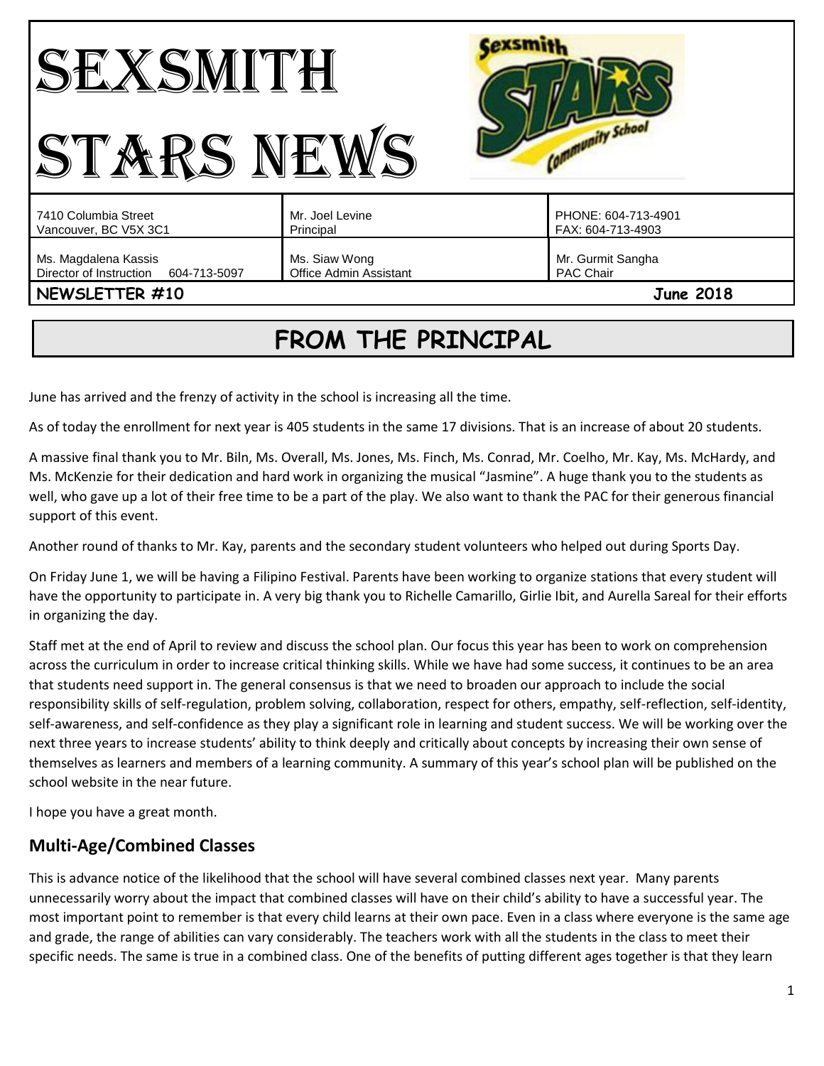# SEXSMITH STARS NEWS

| | | |
|---|---|---|
| 7410 Columbia Street<br>Vancouver, BC V5X 3C1 | Mr. Joel Levine<br>Principal | PHONE: 604-713-4901<br>FAX: 604-713-4903 |
| Ms. Magdalena Kassis<br>Director of Instruction 604-713-5097 | Ms. Siaw Wong<br>Office Admin Assistant | Mr. Gurmit Sangha<br>PAC Chair |

**NEWSLETTER #10** **June 2018**

## FROM THE PRINCIPAL

June has arrived and the frenzy of activity in the school is increasing all the time.

As of today the enrollment for next year is 405 students in the same 17 divisions. That is an increase of about 20 students.

A massive final thank you to Mr. Biln, Ms. Overall, Ms. Jones, Ms. Finch, Ms. Conrad, Mr. Coelho, Mr. Kay, Ms. McHardy, and Ms. McKenzie for their dedication and hard work in organizing the musical "Jasmine". A huge thank you to the students as well, who gave up a lot of their free time to be a part of the play. We also want to thank the PAC for their generous financial support of this event.

Another round of thanks to Mr. Kay, parents and the secondary student volunteers who helped out during Sports Day.

On Friday June 1, we will be having a Filipino Festival. Parents have been working to organize stations that every student will have the opportunity to participate in. A very big thank you to Richelle Camarillo, Girlie Ibit, and Aurella Sareal for their efforts in organizing the day.

Staff met at the end of April to review and discuss the school plan. Our focus this year has been to work on comprehension across the curriculum in order to increase critical thinking skills. While we have had some success, it continues to be an area that students need support in. The general consensus is that we need to broaden our approach to include the social responsibility skills of self-regulation, problem solving, collaboration, respect for others, empathy, self-reflection, self-identity, self-awareness, and self-confidence as they play a significant role in learning and student success. We will be working over the next three years to increase students' ability to think deeply and critically about concepts by increasing their own sense of themselves as learners and members of a learning community. A summary of this year's school plan will be published on the school website in the near future.

I hope you have a great month.

### Multi-Age/Combined Classes

This is advance notice of the likelihood that the school will have several combined classes next year. Many parents unnecessarily worry about the impact that combined classes will have on their child's ability to have a successful year. The most important point to remember is that every child learns at their own pace. Even in a class where everyone is the same age and grade, the range of abilities can vary considerably. The teachers work with all the students in the class to meet their specific needs. The same is true in a combined class. One of the benefits of putting different ages together is that they learn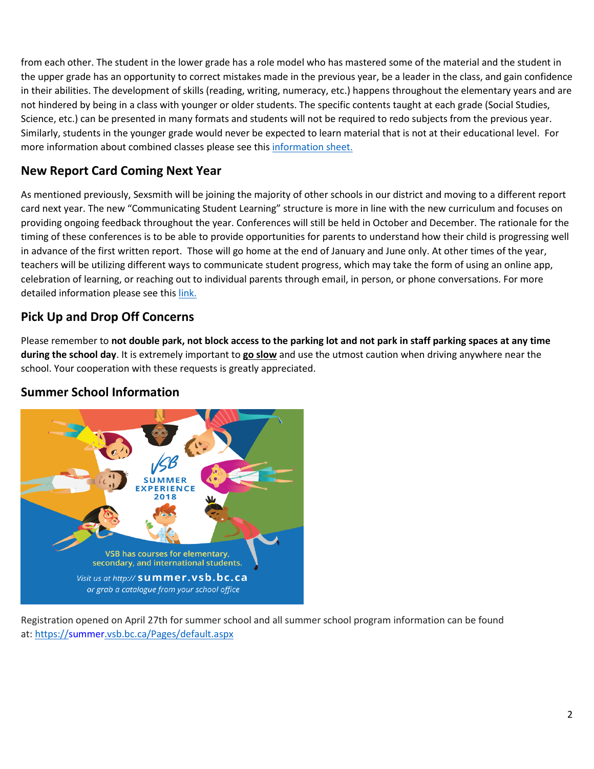from each other. The student in the lower grade has a role model who has mastered some of the material and the student in the upper grade has an opportunity to correct mistakes made in the previous year, be a leader in the class, and gain confidence in their abilities. The development of skills (reading, writing, numeracy, etc.) happens throughout the elementary years and are not hindered by being in a class with younger or older students. The specific contents taught at each grade (Social Studies, Science, etc.) can be presented in many formats and students will not be required to redo subjects from the previous year. Similarly, students in the younger grade would never be expected to learn material that is not at their educational level. For more information about combined classes please see this information sheet.

## New Report Card Coming Next Year

As mentioned previously, Sexsmith will be joining the majority of other schools in our district and moving to a different report card next year. The new "Communicating Student Learning" structure is more in line with the new curriculum and focuses on providing ongoing feedback throughout the year. Conferences will still be held in October and December. The rationale for the timing of these conferences is to be able to provide opportunities for parents to understand how their child is progressing well in advance of the first written report. Those will go home at the end of January and June only. At other times of the year, teachers will be utilizing different ways to communicate student progress, which may take the form of using an online app, celebration of learning, or reaching out to individual parents through email, in person, or phone conversations. For more detailed information please see this link.

## Pick Up and Drop Off Concerns

Please remember to **not double park, not block access to the parking lot and not park in staff parking spaces at any time during the school day**. It is extremely important to **go slow** and use the utmost caution when driving anywhere near the school. Your cooperation with these requests is greatly appreciated.

## Summer School Information

VSB SUMMER EXPERIENCE 2018

VSB has courses for elementary, secondary, and international students.

*Visit us at http://* **summer.vsb.bc.ca**
*or grab a catalogue from your school office*

Registration opened on April 27th for summer school and all summer school program information can be found at: https://summer.vsb.bc.ca/Pages/default.aspx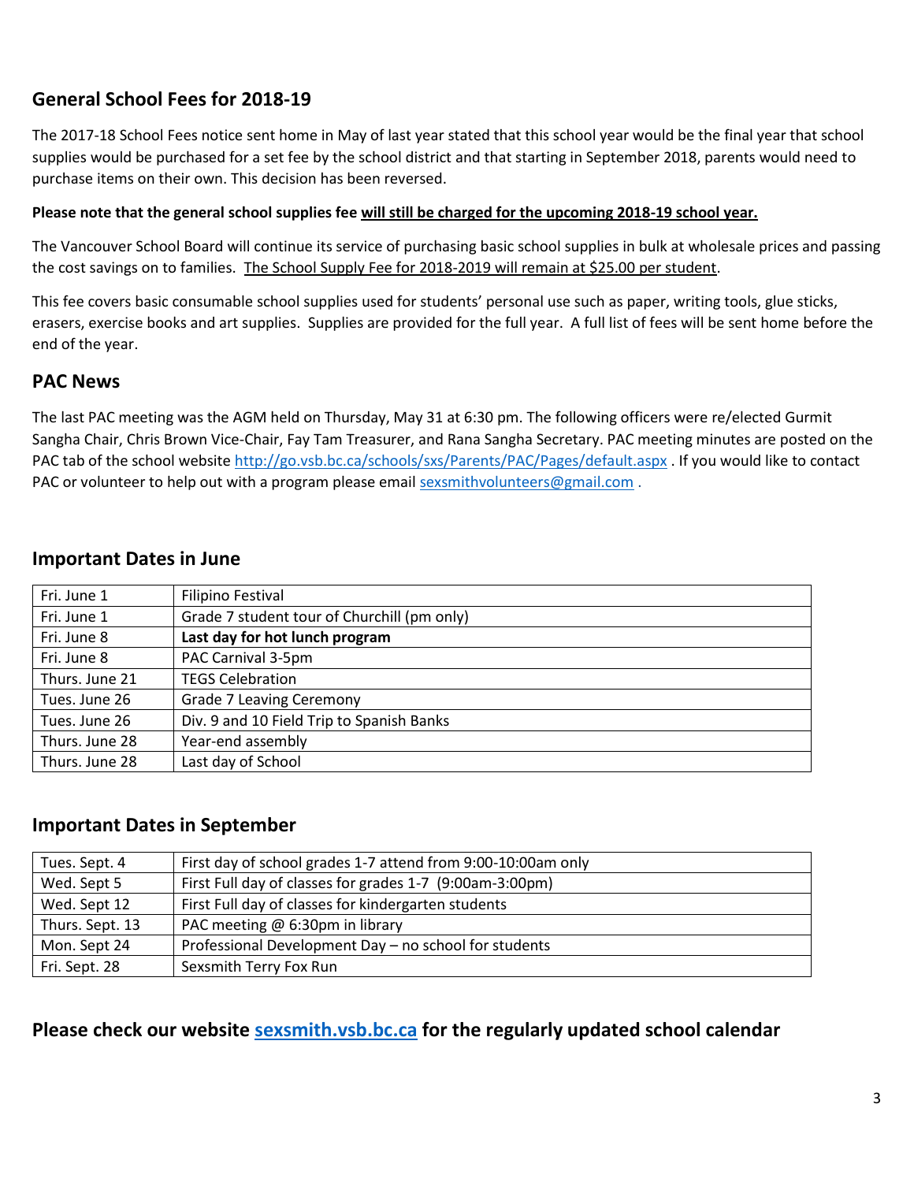## General School Fees for 2018-19

The 2017-18 School Fees notice sent home in May of last year stated that this school year would be the final year that school supplies would be purchased for a set fee by the school district and that starting in September 2018, parents would need to purchase items on their own. This decision has been reversed.

**Please note that the general school supplies fee will still be charged for the upcoming 2018-19 school year.**

The Vancouver School Board will continue its service of purchasing basic school supplies in bulk at wholesale prices and passing the cost savings on to families. The School Supply Fee for 2018-2019 will remain at $25.00 per student.

This fee covers basic consumable school supplies used for students' personal use such as paper, writing tools, glue sticks, erasers, exercise books and art supplies. Supplies are provided for the full year. A full list of fees will be sent home before the end of the year.

## PAC News

The last PAC meeting was the AGM held on Thursday, May 31 at 6:30 pm. The following officers were re/elected Gurmit Sangha Chair, Chris Brown Vice-Chair, Fay Tam Treasurer, and Rana Sangha Secretary. PAC meeting minutes are posted on the PAC tab of the school website http://go.vsb.bc.ca/schools/sxs/Parents/PAC/Pages/default.aspx . If you would like to contact PAC or volunteer to help out with a program please email sexsmithvolunteers@gmail.com .

## Important Dates in June

| | |
|---|---|
| Fri. June 1 | Filipino Festival |
| Fri. June 1 | Grade 7 student tour of Churchill (pm only) |
| Fri. June 8 | **Last day for hot lunch program** |
| Fri. June 8 | PAC Carnival 3-5pm |
| Thurs. June 21 | TEGS Celebration |
| Tues. June 26 | Grade 7 Leaving Ceremony |
| Tues. June 26 | Div. 9 and 10 Field Trip to Spanish Banks |
| Thurs. June 28 | Year-end assembly |
| Thurs. June 28 | Last day of School |

## Important Dates in September

| | |
|---|---|
| Tues. Sept. 4 | First day of school grades 1-7 attend from 9:00-10:00am only |
| Wed. Sept 5 | First Full day of classes for grades 1-7 (9:00am-3:00pm) |
| Wed. Sept 12 | First Full day of classes for kindergarten students |
| Thurs. Sept. 13 | PAC meeting @ 6:30pm in library |
| Mon. Sept 24 | Professional Development Day – no school for students |
| Fri. Sept. 28 | Sexsmith Terry Fox Run |

## Please check our website sexsmith.vsb.bc.ca for the regularly updated school calendar